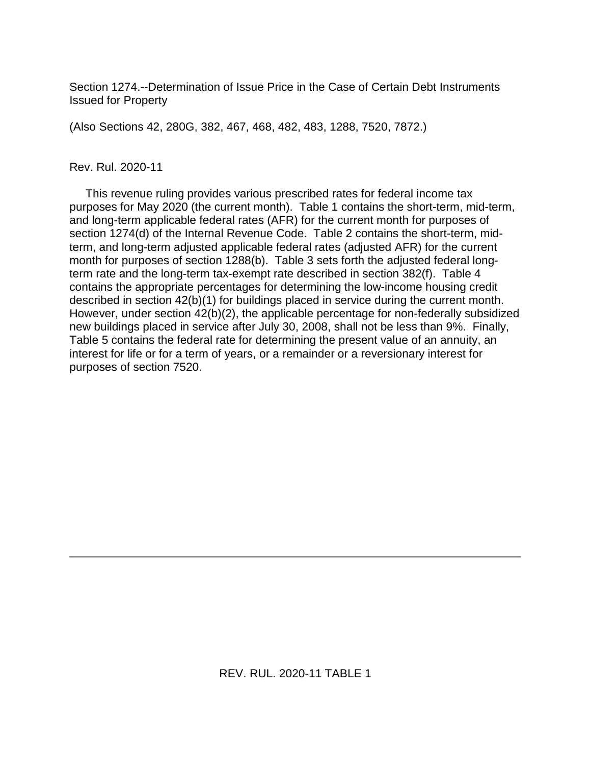Section 1274.--Determination of Issue Price in the Case of Certain Debt Instruments Issued for Property

(Also Sections 42, 280G, 382, 467, 468, 482, 483, 1288, 7520, 7872.)

Rev. Rul. 2020-11

This revenue ruling provides various prescribed rates for federal income tax purposes for May 2020 (the current month). Table 1 contains the short-term, mid-term, and long-term applicable federal rates (AFR) for the current month for purposes of section 1274(d) of the Internal Revenue Code. Table 2 contains the short-term, mid-term, and long-term adjusted applicable federal rates (adjusted AFR) for the current month for purposes of section 1288(b). Table 3 sets forth the adjusted federal long-term rate and the long-term tax-exempt rate described in section 382(f). Table 4 contains the appropriate percentages for determining the low-income housing credit described in section 42(b)(1) for buildings placed in service during the current month. However, under section 42(b)(2), the applicable percentage for non-federally subsidized new buildings placed in service after July 30, 2008, shall not be less than 9%. Finally, Table 5 contains the federal rate for determining the present value of an annuity, an interest for life or for a term of years, or a remainder or a reversionary interest for purposes of section 7520.

---

REV. RUL. 2020-11 TABLE 1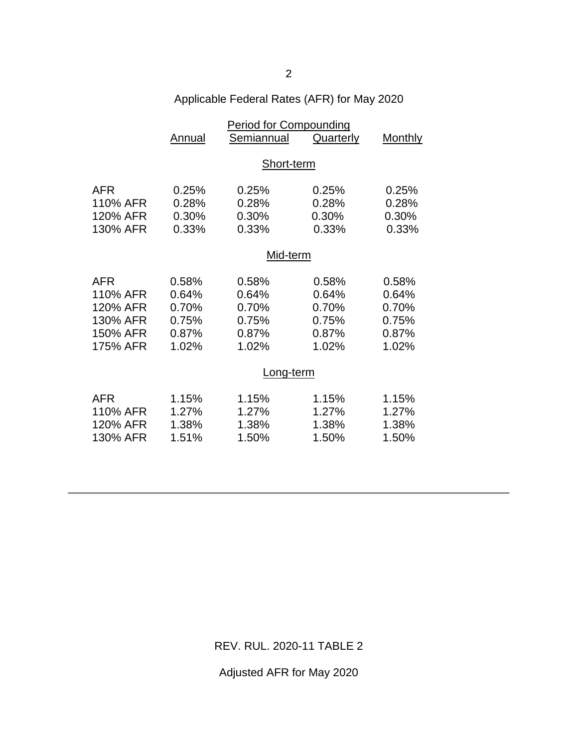## Applicable Federal Rates (AFR) for May 2020

| | Period for Compounding | | | |
|---|---|---|---|---|
| | Annual | Semiannual | Quarterly | Monthly |
| **Short-term** | | | | |
| AFR | 0.25% | 0.25% | 0.25% | 0.25% |
| 110% AFR | 0.28% | 0.28% | 0.28% | 0.28% |
| 120% AFR | 0.30% | 0.30% | 0.30% | 0.30% |
| 130% AFR | 0.33% | 0.33% | 0.33% | 0.33% |
| **Mid-term** | | | | |
| AFR | 0.58% | 0.58% | 0.58% | 0.58% |
| 110% AFR | 0.64% | 0.64% | 0.64% | 0.64% |
| 120% AFR | 0.70% | 0.70% | 0.70% | 0.70% |
| 130% AFR | 0.75% | 0.75% | 0.75% | 0.75% |
| 150% AFR | 0.87% | 0.87% | 0.87% | 0.87% |
| 175% AFR | 1.02% | 1.02% | 1.02% | 1.02% |
| **Long-term** | | | | |
| AFR | 1.15% | 1.15% | 1.15% | 1.15% |
| 110% AFR | 1.27% | 1.27% | 1.27% | 1.27% |
| 120% AFR | 1.38% | 1.38% | 1.38% | 1.38% |
| 130% AFR | 1.51% | 1.50% | 1.50% | 1.50% |

---

REV. RUL. 2020-11 TABLE 2

Adjusted AFR for May 2020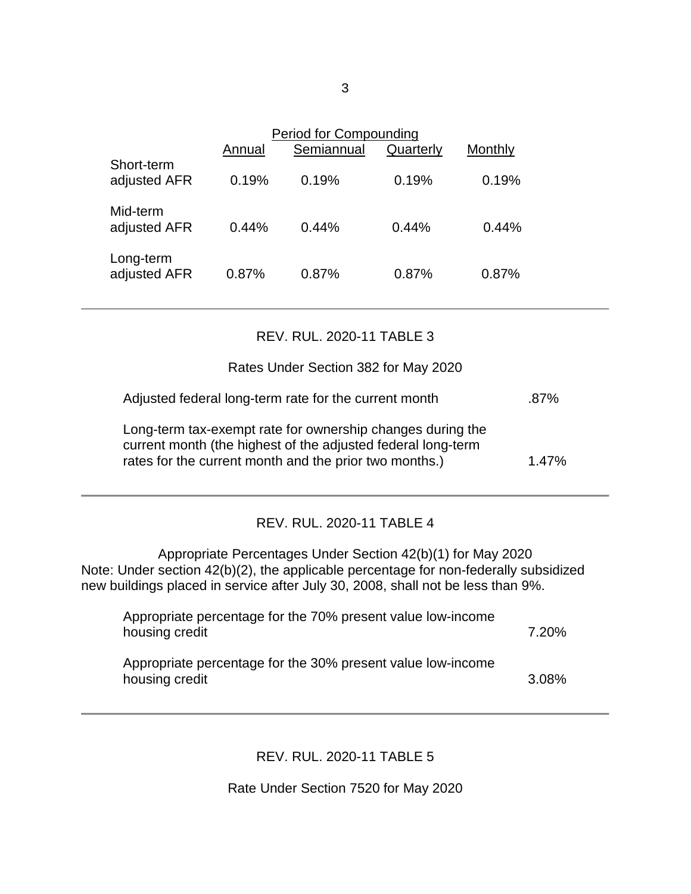| | Period for Compounding | | | |
|---|---|---|---|---|
| | Annual | Semiannual | Quarterly | Monthly |
| Short-term adjusted AFR | 0.19% | 0.19% | 0.19% | 0.19% |
| Mid-term adjusted AFR | 0.44% | 0.44% | 0.44% | 0.44% |
| Long-term adjusted AFR | 0.87% | 0.87% | 0.87% | 0.87% |

---

REV. RUL. 2020-11 TABLE 3

Rates Under Section 382 for May 2020

| | |
|---|---|
| Adjusted federal long-term rate for the current month | .87% |
| Long-term tax-exempt rate for ownership changes during the current month (the highest of the adjusted federal long-term rates for the current month and the prior two months.) | 1.47% |

---

REV. RUL. 2020-11 TABLE 4

Appropriate Percentages Under Section 42(b)(1) for May 2020
Note: Under section 42(b)(2), the applicable percentage for non-federally subsidized new buildings placed in service after July 30, 2008, shall not be less than 9%.

| | |
|---|---|
| Appropriate percentage for the 70% present value low-income housing credit | 7.20% |
| Appropriate percentage for the 30% present value low-income housing credit | 3.08% |

---

REV. RUL. 2020-11 TABLE 5

Rate Under Section 7520 for May 2020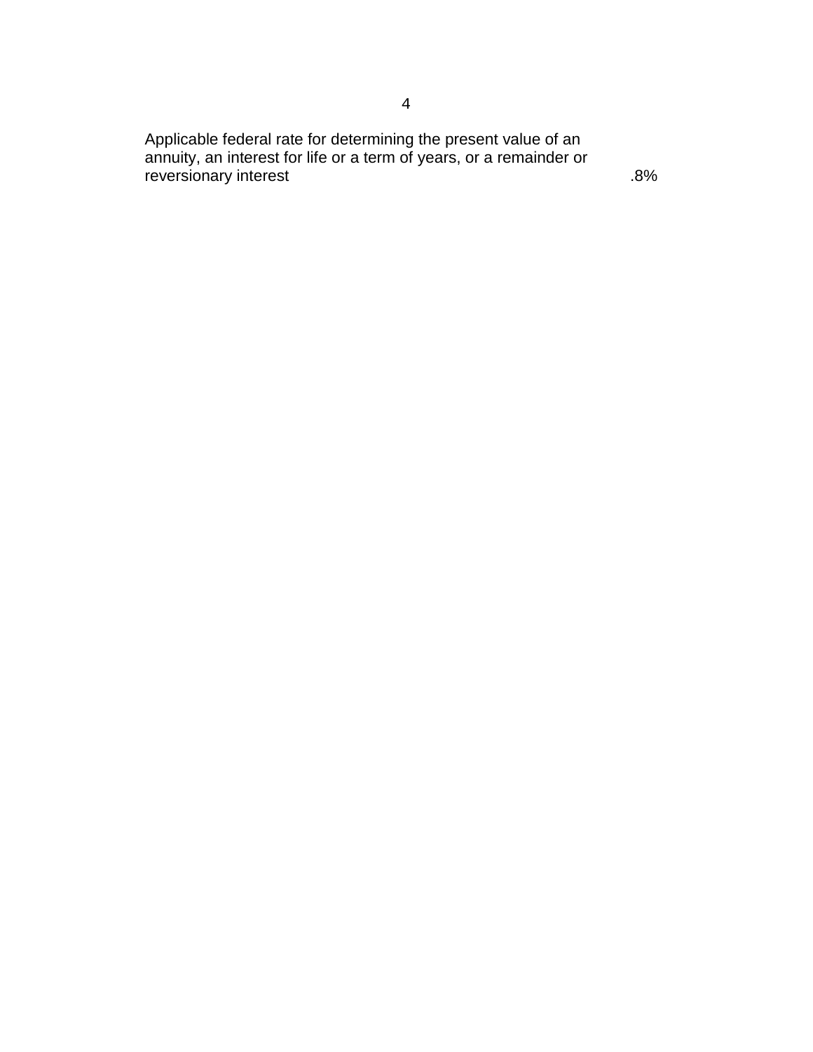| | |
|---|---|
| Applicable federal rate for determining the present value of an annuity, an interest for life or a term of years, or a remainder or reversionary interest | .8% |